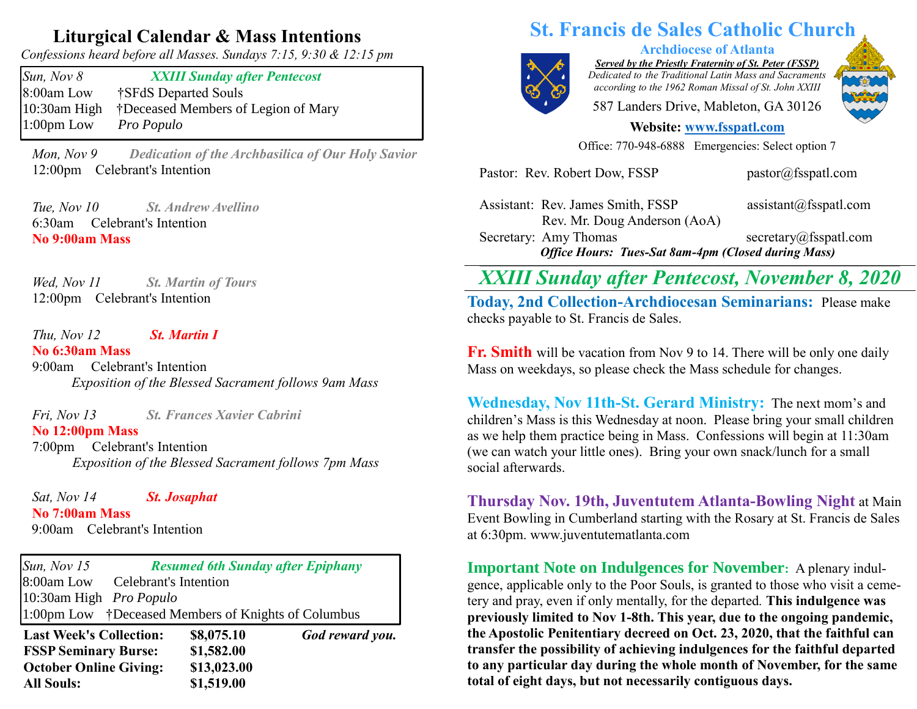# Liturgical Calendar & Mass Intentions

*Confessions heard before all Masses. Sundays 7:15, 9:30 & 12:15 pm*

| *Sun, Nov 8* | ***XXIII Sunday after Pentecost*** |
|---|---|
| 8:00am Low | †SFdS Departed Souls |
| 10:30am High | †Deceased Members of Legion of Mary |
| 1:00pm Low | *Pro Populo* |

*Mon, Nov 9* ***Dedication of the Archbasilica of Our Holy Savior***
12:00pm Celebrant's Intention

*Tue, Nov 10* ***St. Andrew Avellino***
6:30am Celebrant's Intention
**No 9:00am Mass**

*Wed, Nov 11* ***St. Martin of Tours***
12:00pm Celebrant's Intention

*Thu, Nov 12* ***St. Martin I***
**No 6:30am Mass**
9:00am Celebrant's Intention
*Exposition of the Blessed Sacrament follows 9am Mass*

*Fri, Nov 13* ***St. Frances Xavier Cabrini***
**No 12:00pm Mass**
7:00pm Celebrant's Intention
*Exposition of the Blessed Sacrament follows 7pm Mass*

*Sat, Nov 14* ***St. Josaphat***
**No 7:00am Mass**
9:00am Celebrant's Intention

| *Sun, Nov 15* | ***Resumed 6th Sunday after Epiphany*** |
|---|---|
| 8:00am Low | Celebrant's Intention |
| 10:30am High | *Pro Populo* |
| 1:00pm Low | †Deceased Members of Knights of Columbus |

| | | |
|---|---|---|
| **Last Week's Collection:** | **$8,075.10** | ***God reward you.*** |
| **FSSP Seminary Burse:** | **$1,582.00** | |
| **October Online Giving:** | **$13,023.00** | |
| **All Souls:** | **$1,519.00** | |

# St. Francis de Sales Catholic Church

**Archdiocese of Atlanta**

***Served by the Priestly Fraternity of St. Peter (FSSP)***

*Dedicated to the Traditional Latin Mass and Sacraments according to the 1962 Roman Missal of St. John XXIII*

587 Landers Drive, Mableton, GA 30126

**Website: www.fsspatl.com**

Office: 770-948-6888 Emergencies: Select option 7

Pastor: Rev. Robert Dow, FSSP pastor@fsspatl.com

Assistant: Rev. James Smith, FSSP assistant@fsspatl.com
Rev. Mr. Doug Anderson (AoA)

Secretary: Amy Thomas secretary@fsspatl.com

***Office Hours: Tues-Sat 8am-4pm (Closed during Mass)***

## *XXIII Sunday after Pentecost, November 8, 2020*

**Today, 2nd Collection-Archdiocesan Seminarians:** Please make checks payable to St. Francis de Sales.

**Fr. Smith** will be vacation from Nov 9 to 14. There will be only one daily Mass on weekdays, so please check the Mass schedule for changes.

**Wednesday, Nov 11th-St. Gerard Ministry:** The next mom's and children's Mass is this Wednesday at noon. Please bring your small children as we help them practice being in Mass. Confessions will begin at 11:30am (we can watch your little ones). Bring your own snack/lunch for a small social afterwards.

**Thursday Nov. 19th, Juventutem Atlanta-Bowling Night** at Main Event Bowling in Cumberland starting with the Rosary at St. Francis de Sales at 6:30pm. www.juventutematlanta.com

**Important Note on Indulgences for November:** A plenary indulgence, applicable only to the Poor Souls, is granted to those who visit a cemetery and pray, even if only mentally, for the departed. **This indulgence was previously limited to Nov 1-8th. This year, due to the ongoing pandemic, the Apostolic Penitentiary decreed on Oct. 23, 2020, that the faithful can transfer the possibility of achieving indulgences for the faithful departed to any particular day during the whole month of November, for the same total of eight days, but not necessarily contiguous days.**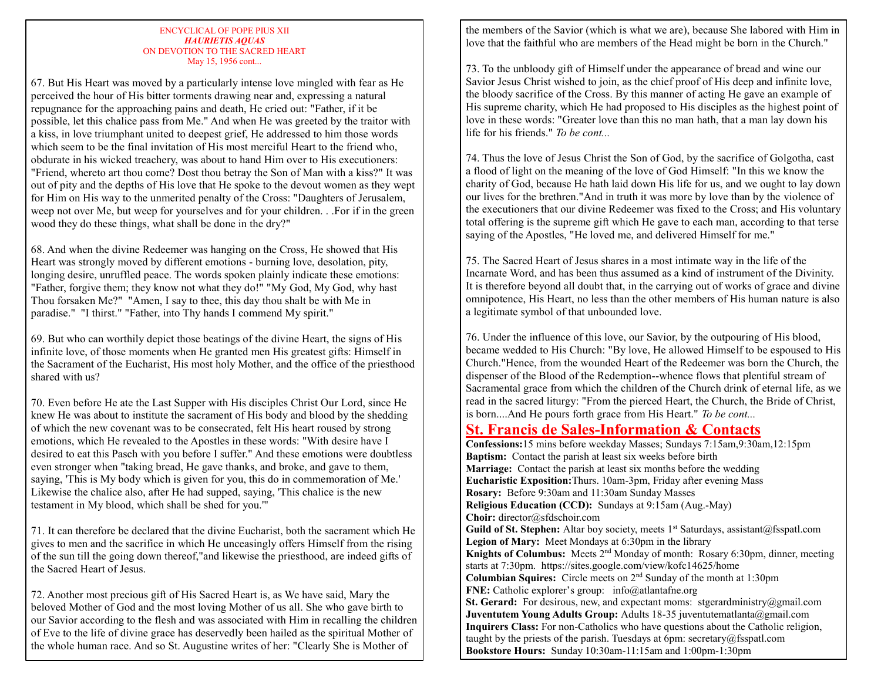ENCYCLICAL OF POPE PIUS XII
***HAURIETIS AQUAS***
ON DEVOTION TO THE SACRED HEART
May 15, 1956 cont...

67. But His Heart was moved by a particularly intense love mingled with fear as He perceived the hour of His bitter torments drawing near and, expressing a natural repugnance for the approaching pains and death, He cried out: "Father, if it be possible, let this chalice pass from Me." And when He was greeted by the traitor with a kiss, in love triumphant united to deepest grief, He addressed to him those words which seem to be the final invitation of His most merciful Heart to the friend who, obdurate in his wicked treachery, was about to hand Him over to His executioners: "Friend, whereto art thou come? Dost thou betray the Son of Man with a kiss?" It was out of pity and the depths of His love that He spoke to the devout women as they wept for Him on His way to the unmerited penalty of the Cross: "Daughters of Jerusalem, weep not over Me, but weep for yourselves and for your children. . .For if in the green wood they do these things, what shall be done in the dry?"

68. And when the divine Redeemer was hanging on the Cross, He showed that His Heart was strongly moved by different emotions - burning love, desolation, pity, longing desire, unruffled peace. The words spoken plainly indicate these emotions: "Father, forgive them; they know not what they do!" "My God, My God, why hast Thou forsaken Me?" "Amen, I say to thee, this day thou shalt be with Me in paradise." "I thirst." "Father, into Thy hands I commend My spirit."

69. But who can worthily depict those beatings of the divine Heart, the signs of His infinite love, of those moments when He granted men His greatest gifts: Himself in the Sacrament of the Eucharist, His most holy Mother, and the office of the priesthood shared with us?

70. Even before He ate the Last Supper with His disciples Christ Our Lord, since He knew He was about to institute the sacrament of His body and blood by the shedding of which the new covenant was to be consecrated, felt His heart roused by strong emotions, which He revealed to the Apostles in these words: "With desire have I desired to eat this Pasch with you before I suffer." And these emotions were doubtless even stronger when "taking bread, He gave thanks, and broke, and gave to them, saying, 'This is My body which is given for you, this do in commemoration of Me.' Likewise the chalice also, after He had supped, saying, 'This chalice is the new testament in My blood, which shall be shed for you.'"

71. It can therefore be declared that the divine Eucharist, both the sacrament which He gives to men and the sacrifice in which He unceasingly offers Himself from the rising of the sun till the going down thereof,"and likewise the priesthood, are indeed gifts of the Sacred Heart of Jesus.

72. Another most precious gift of His Sacred Heart is, as We have said, Mary the beloved Mother of God and the most loving Mother of us all. She who gave birth to our Savior according to the flesh and was associated with Him in recalling the children of Eve to the life of divine grace has deservedly been hailed as the spiritual Mother of the whole human race. And so St. Augustine writes of her: "Clearly She is Mother of the members of the Savior (which is what we are), because She labored with Him in love that the faithful who are members of the Head might be born in the Church."

73. To the unbloody gift of Himself under the appearance of bread and wine our Savior Jesus Christ wished to join, as the chief proof of His deep and infinite love, the bloody sacrifice of the Cross. By this manner of acting He gave an example of His supreme charity, which He had proposed to His disciples as the highest point of love in these words: "Greater love than this no man hath, that a man lay down his life for his friends." *To be cont...*

74. Thus the love of Jesus Christ the Son of God, by the sacrifice of Golgotha, cast a flood of light on the meaning of the love of God Himself: "In this we know the charity of God, because He hath laid down His life for us, and we ought to lay down our lives for the brethren."And in truth it was more by love than by the violence of the executioners that our divine Redeemer was fixed to the Cross; and His voluntary total offering is the supreme gift which He gave to each man, according to that terse saying of the Apostles, "He loved me, and delivered Himself for me."

75. The Sacred Heart of Jesus shares in a most intimate way in the life of the Incarnate Word, and has been thus assumed as a kind of instrument of the Divinity. It is therefore beyond all doubt that, in the carrying out of works of grace and divine omnipotence, His Heart, no less than the other members of His human nature is also a legitimate symbol of that unbounded love.

76. Under the influence of this love, our Savior, by the outpouring of His blood, became wedded to His Church: "By love, He allowed Himself to be espoused to His Church."Hence, from the wounded Heart of the Redeemer was born the Church, the dispenser of the Blood of the Redemption--whence flows that plentiful stream of Sacramental grace from which the children of the Church drink of eternal life, as we read in the sacred liturgy: "From the pierced Heart, the Church, the Bride of Christ, is born....And He pours forth grace from His Heart." *To be cont...*

## St. Francis de Sales-Information & Contacts

**Confessions:** 15 mins before weekday Masses; Sundays 7:15am,9:30am,12:15pm
**Baptism:** Contact the parish at least six weeks before birth
**Marriage:** Contact the parish at least six months before the wedding
**Eucharistic Exposition:** Thurs. 10am-3pm, Friday after evening Mass
**Rosary:** Before 9:30am and 11:30am Sunday Masses
**Religious Education (CCD):** Sundays at 9:15am (Aug.-May)
**Choir:** director@sfdschoir.com
**Guild of St. Stephen:** Altar boy society, meets 1st Saturdays, assistant@fsspatl.com
**Legion of Mary:** Meet Mondays at 6:30pm in the library
**Knights of Columbus:** Meets 2nd Monday of month: Rosary 6:30pm, dinner, meeting starts at 7:30pm. https://sites.google.com/view/kofc14625/home
**Columbian Squires:** Circle meets on 2nd Sunday of the month at 1:30pm
**FNE:** Catholic explorer's group: info@atlantafne.org
**St. Gerard:** For desirous, new, and expectant moms: stgerardministry@gmail.com
**Juventutem Young Adults Group:** Adults 18-35 juventutematlanta@gmail.com
**Inquirers Class:** For non-Catholics who have questions about the Catholic religion, taught by the priests of the parish. Tuesdays at 6pm: secretary@fsspatl.com
**Bookstore Hours:** Sunday 10:30am-11:15am and 1:00pm-1:30pm